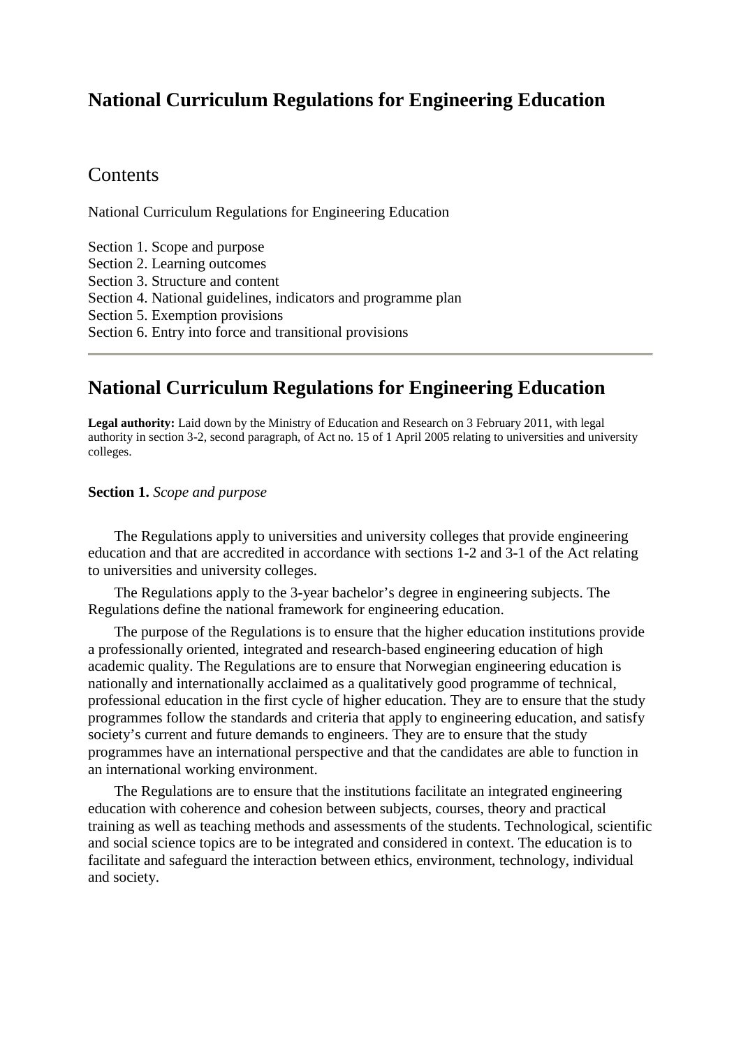# National Curriculum Regulations for Engineering Education

## Contents

National Curriculum Regulations for Engineering Education

Section 1. Scope and purpose
Section 2. Learning outcomes
Section 3. Structure and content
Section 4. National guidelines, indicators and programme plan
Section 5. Exemption provisions
Section 6. Entry into force and transitional provisions

---

# National Curriculum Regulations for Engineering Education

**Legal authority:** Laid down by the Ministry of Education and Research on 3 February 2011, with legal authority in section 3-2, second paragraph, of Act no. 15 of 1 April 2005 relating to universities and university colleges.

**Section 1.** *Scope and purpose*

The Regulations apply to universities and university colleges that provide engineering education and that are accredited in accordance with sections 1-2 and 3-1 of the Act relating to universities and university colleges.

The Regulations apply to the 3-year bachelor's degree in engineering subjects. The Regulations define the national framework for engineering education.

The purpose of the Regulations is to ensure that the higher education institutions provide a professionally oriented, integrated and research-based engineering education of high academic quality. The Regulations are to ensure that Norwegian engineering education is nationally and internationally acclaimed as a qualitatively good programme of technical, professional education in the first cycle of higher education. They are to ensure that the study programmes follow the standards and criteria that apply to engineering education, and satisfy society's current and future demands to engineers. They are to ensure that the study programmes have an international perspective and that the candidates are able to function in an international working environment.

The Regulations are to ensure that the institutions facilitate an integrated engineering education with coherence and cohesion between subjects, courses, theory and practical training as well as teaching methods and assessments of the students. Technological, scientific and social science topics are to be integrated and considered in context. The education is to facilitate and safeguard the interaction between ethics, environment, technology, individual and society.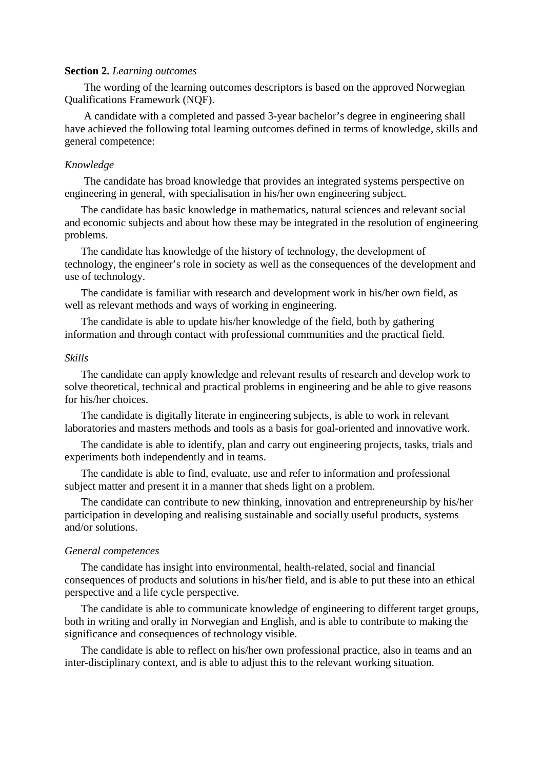**Section 2.** *Learning outcomes*

The wording of the learning outcomes descriptors is based on the approved Norwegian Qualifications Framework (NQF).

A candidate with a completed and passed 3-year bachelor's degree in engineering shall have achieved the following total learning outcomes defined in terms of knowledge, skills and general competence:

*Knowledge*

The candidate has broad knowledge that provides an integrated systems perspective on engineering in general, with specialisation in his/her own engineering subject.

The candidate has basic knowledge in mathematics, natural sciences and relevant social and economic subjects and about how these may be integrated in the resolution of engineering problems.

The candidate has knowledge of the history of technology, the development of technology, the engineer's role in society as well as the consequences of the development and use of technology.

The candidate is familiar with research and development work in his/her own field, as well as relevant methods and ways of working in engineering.

The candidate is able to update his/her knowledge of the field, both by gathering information and through contact with professional communities and the practical field.

*Skills*

The candidate can apply knowledge and relevant results of research and develop work to solve theoretical, technical and practical problems in engineering and be able to give reasons for his/her choices.

The candidate is digitally literate in engineering subjects, is able to work in relevant laboratories and masters methods and tools as a basis for goal-oriented and innovative work.

The candidate is able to identify, plan and carry out engineering projects, tasks, trials and experiments both independently and in teams.

The candidate is able to find, evaluate, use and refer to information and professional subject matter and present it in a manner that sheds light on a problem.

The candidate can contribute to new thinking, innovation and entrepreneurship by his/her participation in developing and realising sustainable and socially useful products, systems and/or solutions.

*General competences*

The candidate has insight into environmental, health-related, social and financial consequences of products and solutions in his/her field, and is able to put these into an ethical perspective and a life cycle perspective.

The candidate is able to communicate knowledge of engineering to different target groups, both in writing and orally in Norwegian and English, and is able to contribute to making the significance and consequences of technology visible.

The candidate is able to reflect on his/her own professional practice, also in teams and an inter-disciplinary context, and is able to adjust this to the relevant working situation.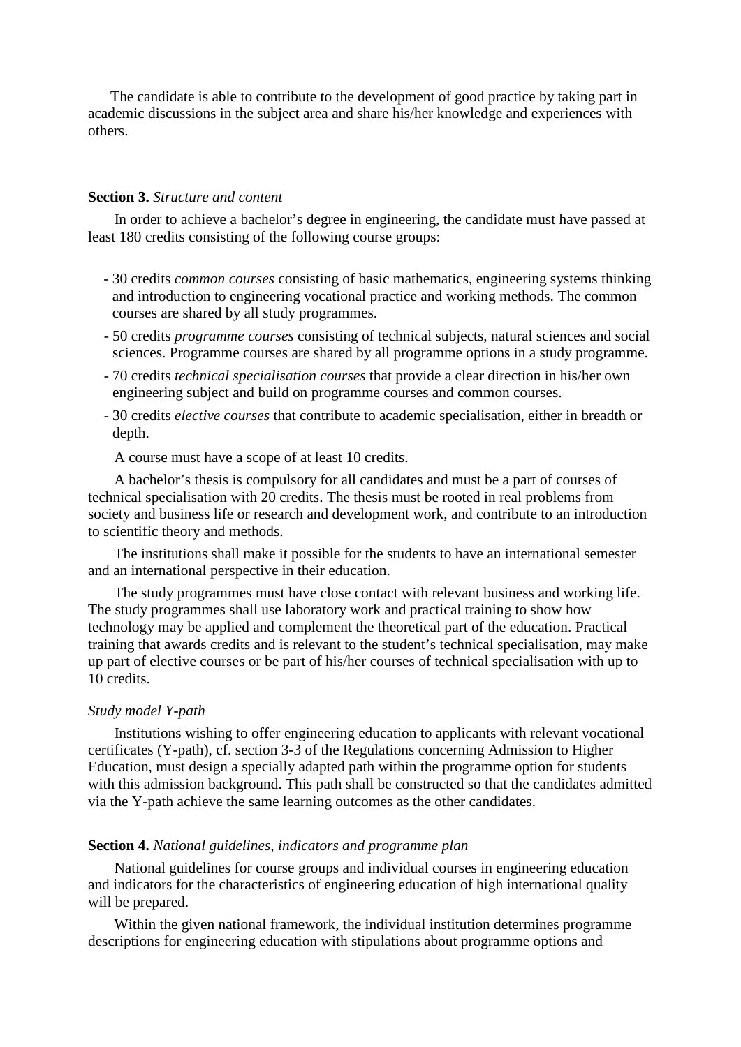The candidate is able to contribute to the development of good practice by taking part in academic discussions in the subject area and share his/her knowledge and experiences with others.

**Section 3.** *Structure and content*

In order to achieve a bachelor's degree in engineering, the candidate must have passed at least 180 credits consisting of the following course groups:

- 30 credits *common courses* consisting of basic mathematics, engineering systems thinking and introduction to engineering vocational practice and working methods. The common courses are shared by all study programmes.
- 50 credits *programme courses* consisting of technical subjects, natural sciences and social sciences. Programme courses are shared by all programme options in a study programme.
- 70 credits *technical specialisation courses* that provide a clear direction in his/her own engineering subject and build on programme courses and common courses.
- 30 credits *elective courses* that contribute to academic specialisation, either in breadth or depth.

A course must have a scope of at least 10 credits.

A bachelor's thesis is compulsory for all candidates and must be a part of courses of technical specialisation with 20 credits. The thesis must be rooted in real problems from society and business life or research and development work, and contribute to an introduction to scientific theory and methods.

The institutions shall make it possible for the students to have an international semester and an international perspective in their education.

The study programmes must have close contact with relevant business and working life. The study programmes shall use laboratory work and practical training to show how technology may be applied and complement the theoretical part of the education. Practical training that awards credits and is relevant to the student's technical specialisation, may make up part of elective courses or be part of his/her courses of technical specialisation with up to 10 credits.

*Study model Y-path*

Institutions wishing to offer engineering education to applicants with relevant vocational certificates (Y-path), cf. section 3-3 of the Regulations concerning Admission to Higher Education, must design a specially adapted path within the programme option for students with this admission background. This path shall be constructed so that the candidates admitted via the Y-path achieve the same learning outcomes as the other candidates.

**Section 4.** *National guidelines, indicators and programme plan*

National guidelines for course groups and individual courses in engineering education and indicators for the characteristics of engineering education of high international quality will be prepared.

Within the given national framework, the individual institution determines programme descriptions for engineering education with stipulations about programme options and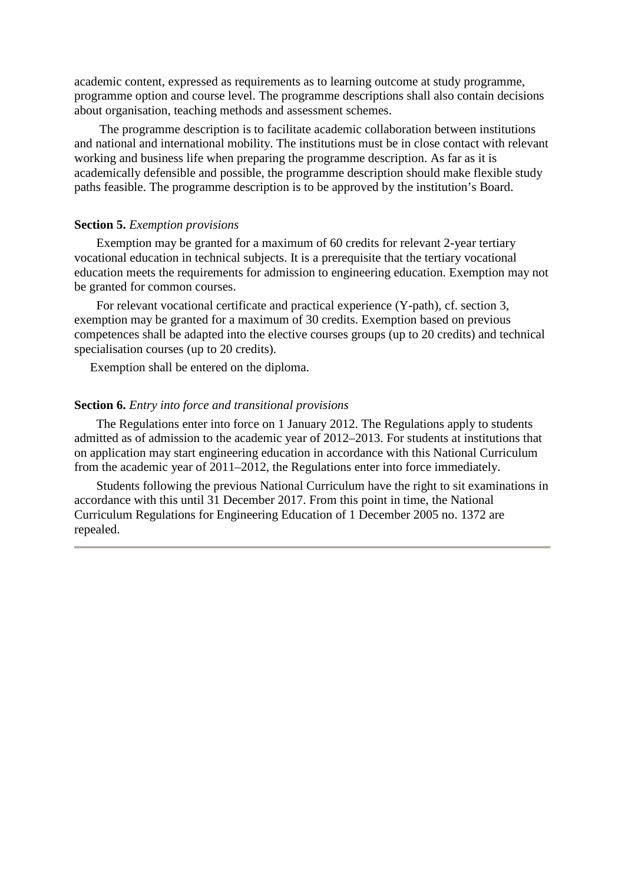academic content, expressed as requirements as to learning outcome at study programme, programme option and course level. The programme descriptions shall also contain decisions about organisation, teaching methods and assessment schemes.

The programme description is to facilitate academic collaboration between institutions and national and international mobility. The institutions must be in close contact with relevant working and business life when preparing the programme description. As far as it is academically defensible and possible, the programme description should make flexible study paths feasible. The programme description is to be approved by the institution's Board.

**Section 5.** *Exemption provisions*

Exemption may be granted for a maximum of 60 credits for relevant 2-year tertiary vocational education in technical subjects. It is a prerequisite that the tertiary vocational education meets the requirements for admission to engineering education. Exemption may not be granted for common courses.

For relevant vocational certificate and practical experience (Y-path), cf. section 3, exemption may be granted for a maximum of 30 credits. Exemption based on previous competences shall be adapted into the elective courses groups (up to 20 credits) and technical specialisation courses (up to 20 credits).

Exemption shall be entered on the diploma.

**Section 6.** *Entry into force and transitional provisions*

The Regulations enter into force on 1 January 2012. The Regulations apply to students admitted as of admission to the academic year of 2012–2013. For students at institutions that on application may start engineering education in accordance with this National Curriculum from the academic year of 2011–2012, the Regulations enter into force immediately.

Students following the previous National Curriculum have the right to sit examinations in accordance with this until 31 December 2017. From this point in time, the National Curriculum Regulations for Engineering Education of 1 December 2005 no. 1372 are repealed.